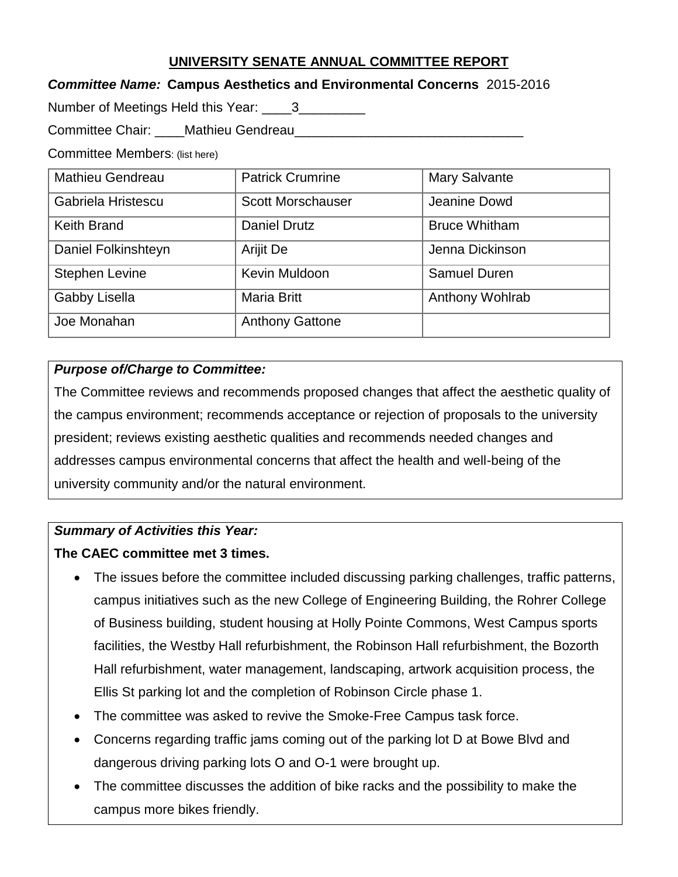# UNIVERSITY SENATE ANNUAL COMMITTEE REPORT

***Committee Name:*** **Campus Aesthetics and Environmental Concerns** 2015-2016

Number of Meetings Held this Year: ____3_________

Committee Chair: ____Mathieu Gendreau_______________________________

Committee Members: (list here)

| | | |
|---|---|---|
| Mathieu Gendreau | Patrick Crumrine | Mary Salvante |
| Gabriela Hristescu | Scott Morschauser | Jeanine Dowd |
| Keith Brand | Daniel Drutz | Bruce Whitham |
| Daniel Folkinshteyn | Arijit De | Jenna Dickinson |
| Stephen Levine | Kevin Muldoon | Samuel Duren |
| Gabby Lisella | Maria Britt | Anthony Wohlrab |
| Joe Monahan | Anthony Gattone | |

***Purpose of/Charge to Committee:***

The Committee reviews and recommends proposed changes that affect the aesthetic quality of the campus environment; recommends acceptance or rejection of proposals to the university president; reviews existing aesthetic qualities and recommends needed changes and addresses campus environmental concerns that affect the health and well-being of the university community and/or the natural environment.

***Summary of Activities this Year:***

**The CAEC committee met 3 times.**

- The issues before the committee included discussing parking challenges, traffic patterns, campus initiatives such as the new College of Engineering Building, the Rohrer College of Business building, student housing at Holly Pointe Commons, West Campus sports facilities, the Westby Hall refurbishment, the Robinson Hall refurbishment, the Bozorth Hall refurbishment, water management, landscaping, artwork acquisition process, the Ellis St parking lot and the completion of Robinson Circle phase 1.
- The committee was asked to revive the Smoke-Free Campus task force.
- Concerns regarding traffic jams coming out of the parking lot D at Bowe Blvd and dangerous driving parking lots O and O-1 were brought up.
- The committee discusses the addition of bike racks and the possibility to make the campus more bikes friendly.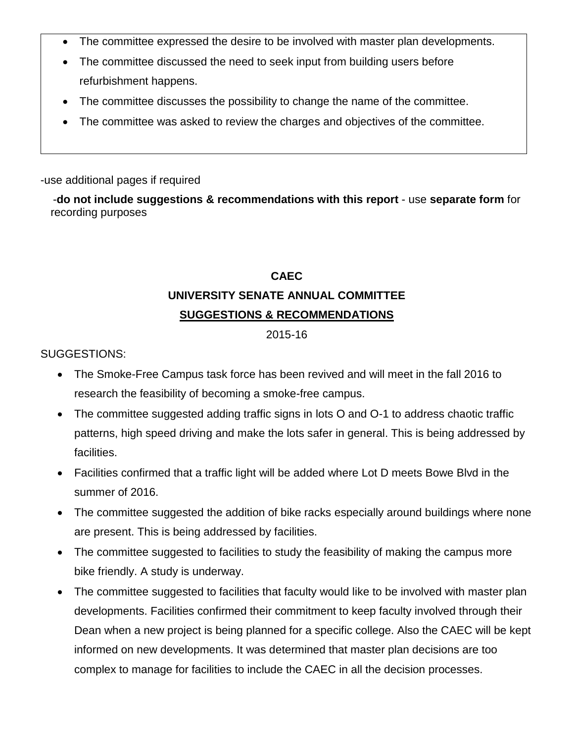- The committee expressed the desire to be involved with master plan developments.
- The committee discussed the need to seek input from building users before refurbishment happens.
- The committee discusses the possibility to change the name of the committee.
- The committee was asked to review the charges and objectives of the committee.

-use additional pages if required

-**do not include suggestions & recommendations with this report** - use **separate form** for recording purposes

**CAEC**

**UNIVERSITY SENATE ANNUAL COMMITTEE**

**SUGGESTIONS & RECOMMENDATIONS**

2015-16

SUGGESTIONS:

- The Smoke-Free Campus task force has been revived and will meet in the fall 2016 to research the feasibility of becoming a smoke-free campus.
- The committee suggested adding traffic signs in lots O and O-1 to address chaotic traffic patterns, high speed driving and make the lots safer in general. This is being addressed by facilities.
- Facilities confirmed that a traffic light will be added where Lot D meets Bowe Blvd in the summer of 2016.
- The committee suggested the addition of bike racks especially around buildings where none are present. This is being addressed by facilities.
- The committee suggested to facilities to study the feasibility of making the campus more bike friendly. A study is underway.
- The committee suggested to facilities that faculty would like to be involved with master plan developments. Facilities confirmed their commitment to keep faculty involved through their Dean when a new project is being planned for a specific college. Also the CAEC will be kept informed on new developments. It was determined that master plan decisions are too complex to manage for facilities to include the CAEC in all the decision processes.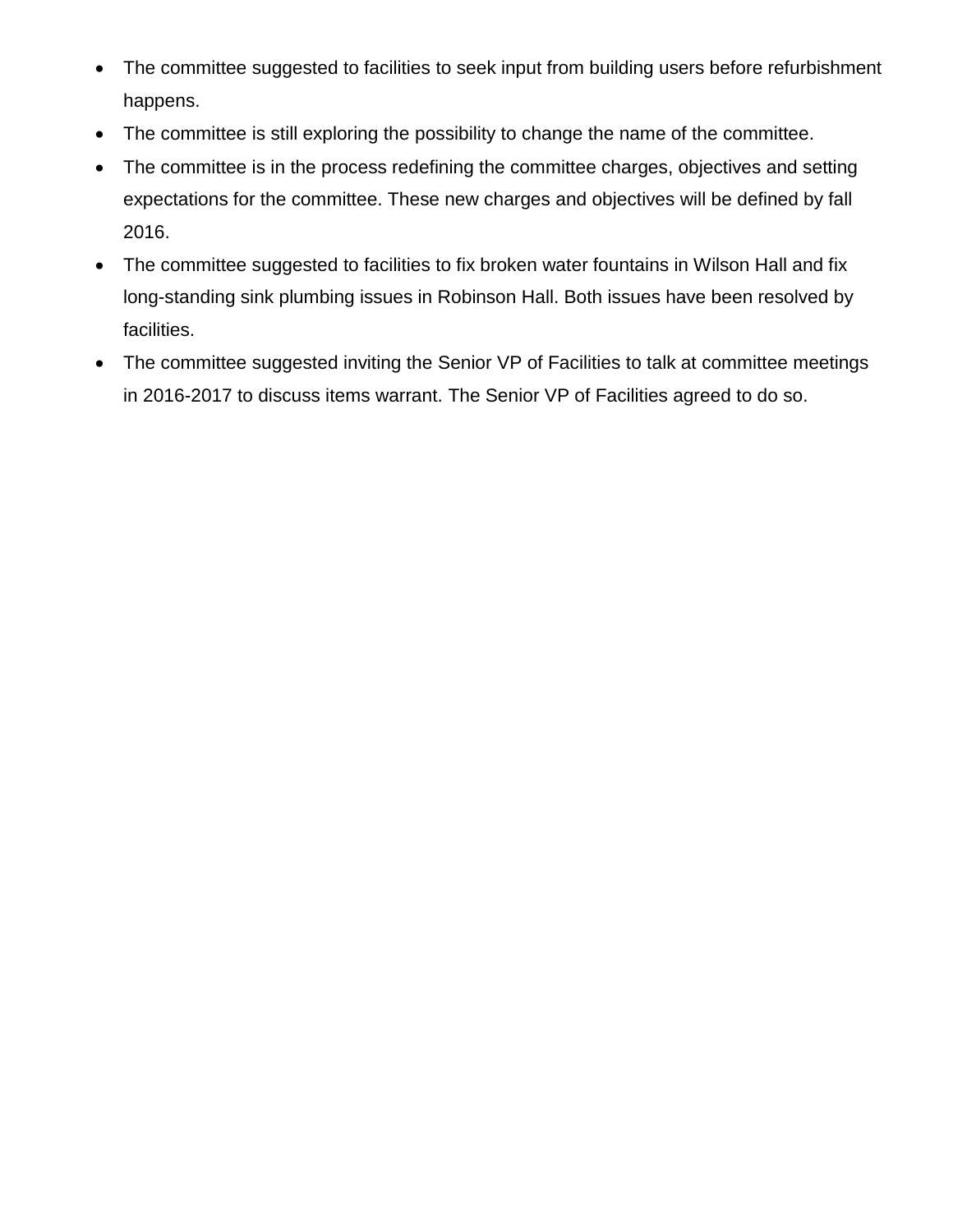- The committee suggested to facilities to seek input from building users before refurbishment happens.
- The committee is still exploring the possibility to change the name of the committee.
- The committee is in the process redefining the committee charges, objectives and setting expectations for the committee. These new charges and objectives will be defined by fall 2016.
- The committee suggested to facilities to fix broken water fountains in Wilson Hall and fix long-standing sink plumbing issues in Robinson Hall. Both issues have been resolved by facilities.
- The committee suggested inviting the Senior VP of Facilities to talk at committee meetings in 2016-2017 to discuss items warrant. The Senior VP of Facilities agreed to do so.